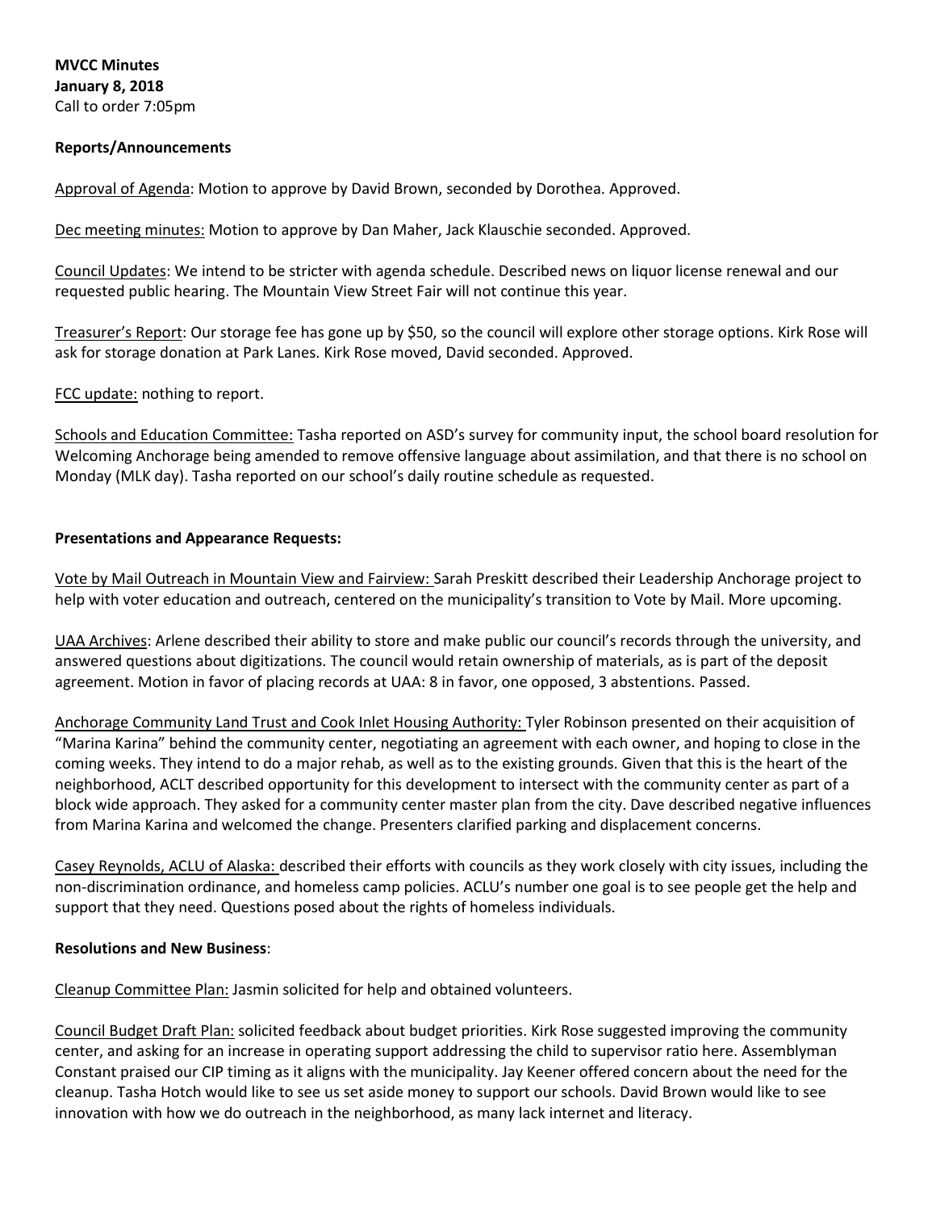**MVCC Minutes**
**January 8, 2018**
Call to order 7:05pm

**Reports/Announcements**

<u>Approval of Agenda</u>: Motion to approve by David Brown, seconded by Dorothea. Approved.

<u>Dec meeting minutes:</u> Motion to approve by Dan Maher, Jack Klauschie seconded. Approved.

<u>Council Updates</u>: We intend to be stricter with agenda schedule. Described news on liquor license renewal and our requested public hearing. The Mountain View Street Fair will not continue this year.

<u>Treasurer's Report</u>: Our storage fee has gone up by $50, so the council will explore other storage options. Kirk Rose will ask for storage donation at Park Lanes. Kirk Rose moved, David seconded. Approved.

<u>FCC update:</u> nothing to report.

<u>Schools and Education Committee:</u> Tasha reported on ASD's survey for community input, the school board resolution for Welcoming Anchorage being amended to remove offensive language about assimilation, and that there is no school on Monday (MLK day). Tasha reported on our school's daily routine schedule as requested.

**Presentations and Appearance Requests:**

<u>Vote by Mail Outreach in Mountain View and Fairview:</u> Sarah Preskitt described their Leadership Anchorage project to help with voter education and outreach, centered on the municipality's transition to Vote by Mail. More upcoming.

<u>UAA Archives</u>: Arlene described their ability to store and make public our council's records through the university, and answered questions about digitizations. The council would retain ownership of materials, as is part of the deposit agreement. Motion in favor of placing records at UAA: 8 in favor, one opposed, 3 abstentions. Passed.

<u>Anchorage Community Land Trust and Cook Inlet Housing Authority:</u> Tyler Robinson presented on their acquisition of "Marina Karina" behind the community center, negotiating an agreement with each owner, and hoping to close in the coming weeks. They intend to do a major rehab, as well as to the existing grounds. Given that this is the heart of the neighborhood, ACLT described opportunity for this development to intersect with the community center as part of a block wide approach. They asked for a community center master plan from the city. Dave described negative influences from Marina Karina and welcomed the change. Presenters clarified parking and displacement concerns.

<u>Casey Reynolds, ACLU of Alaska:</u> described their efforts with councils as they work closely with city issues, including the non-discrimination ordinance, and homeless camp policies. ACLU's number one goal is to see people get the help and support that they need. Questions posed about the rights of homeless individuals.

**Resolutions and New Business**:

<u>Cleanup Committee Plan:</u> Jasmin solicited for help and obtained volunteers.

<u>Council Budget Draft Plan:</u> solicited feedback about budget priorities. Kirk Rose suggested improving the community center, and asking for an increase in operating support addressing the child to supervisor ratio here. Assemblyman Constant praised our CIP timing as it aligns with the municipality. Jay Keener offered concern about the need for the cleanup. Tasha Hotch would like to see us set aside money to support our schools. David Brown would like to see innovation with how we do outreach in the neighborhood, as many lack internet and literacy.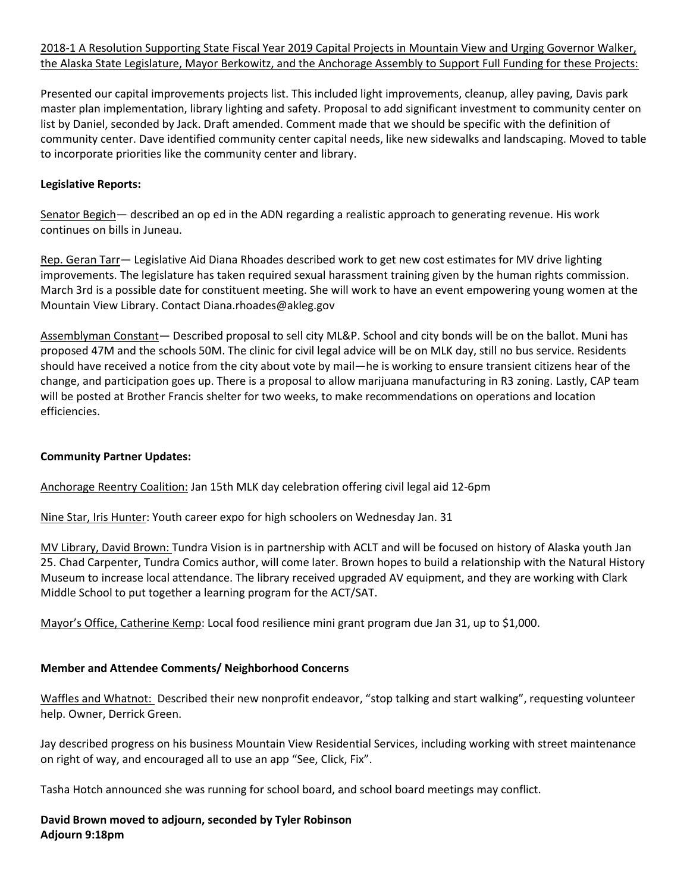2018-1 A Resolution Supporting State Fiscal Year 2019 Capital Projects in Mountain View and Urging Governor Walker, the Alaska State Legislature, Mayor Berkowitz, and the Anchorage Assembly to Support Full Funding for these Projects:

Presented our capital improvements projects list. This included light improvements, cleanup, alley paving, Davis park master plan implementation, library lighting and safety. Proposal to add significant investment to community center on list by Daniel, seconded by Jack. Draft amended. Comment made that we should be specific with the definition of community center. Dave identified community center capital needs, like new sidewalks and landscaping. Moved to table to incorporate priorities like the community center and library.

**Legislative Reports:**

Senator Begich— described an op ed in the ADN regarding a realistic approach to generating revenue. His work continues on bills in Juneau.

Rep. Geran Tarr— Legislative Aid Diana Rhoades described work to get new cost estimates for MV drive lighting improvements. The legislature has taken required sexual harassment training given by the human rights commission. March 3rd is a possible date for constituent meeting. She will work to have an event empowering young women at the Mountain View Library. Contact Diana.rhoades@akleg.gov

Assemblyman Constant— Described proposal to sell city ML&P. School and city bonds will be on the ballot. Muni has proposed 47M and the schools 50M. The clinic for civil legal advice will be on MLK day, still no bus service. Residents should have received a notice from the city about vote by mail—he is working to ensure transient citizens hear of the change, and participation goes up. There is a proposal to allow marijuana manufacturing in R3 zoning. Lastly, CAP team will be posted at Brother Francis shelter for two weeks, to make recommendations on operations and location efficiencies.

**Community Partner Updates:**

Anchorage Reentry Coalition: Jan 15th MLK day celebration offering civil legal aid 12-6pm

Nine Star, Iris Hunter: Youth career expo for high schoolers on Wednesday Jan. 31

MV Library, David Brown: Tundra Vision is in partnership with ACLT and will be focused on history of Alaska youth Jan 25. Chad Carpenter, Tundra Comics author, will come later. Brown hopes to build a relationship with the Natural History Museum to increase local attendance. The library received upgraded AV equipment, and they are working with Clark Middle School to put together a learning program for the ACT/SAT.

Mayor's Office, Catherine Kemp: Local food resilience mini grant program due Jan 31, up to $1,000.

**Member and Attendee Comments/ Neighborhood Concerns**

Waffles and Whatnot: Described their new nonprofit endeavor, "stop talking and start walking", requesting volunteer help. Owner, Derrick Green.

Jay described progress on his business Mountain View Residential Services, including working with street maintenance on right of way, and encouraged all to use an app "See, Click, Fix".

Tasha Hotch announced she was running for school board, and school board meetings may conflict.

**David Brown moved to adjourn, seconded by Tyler Robinson**
**Adjourn 9:18pm**